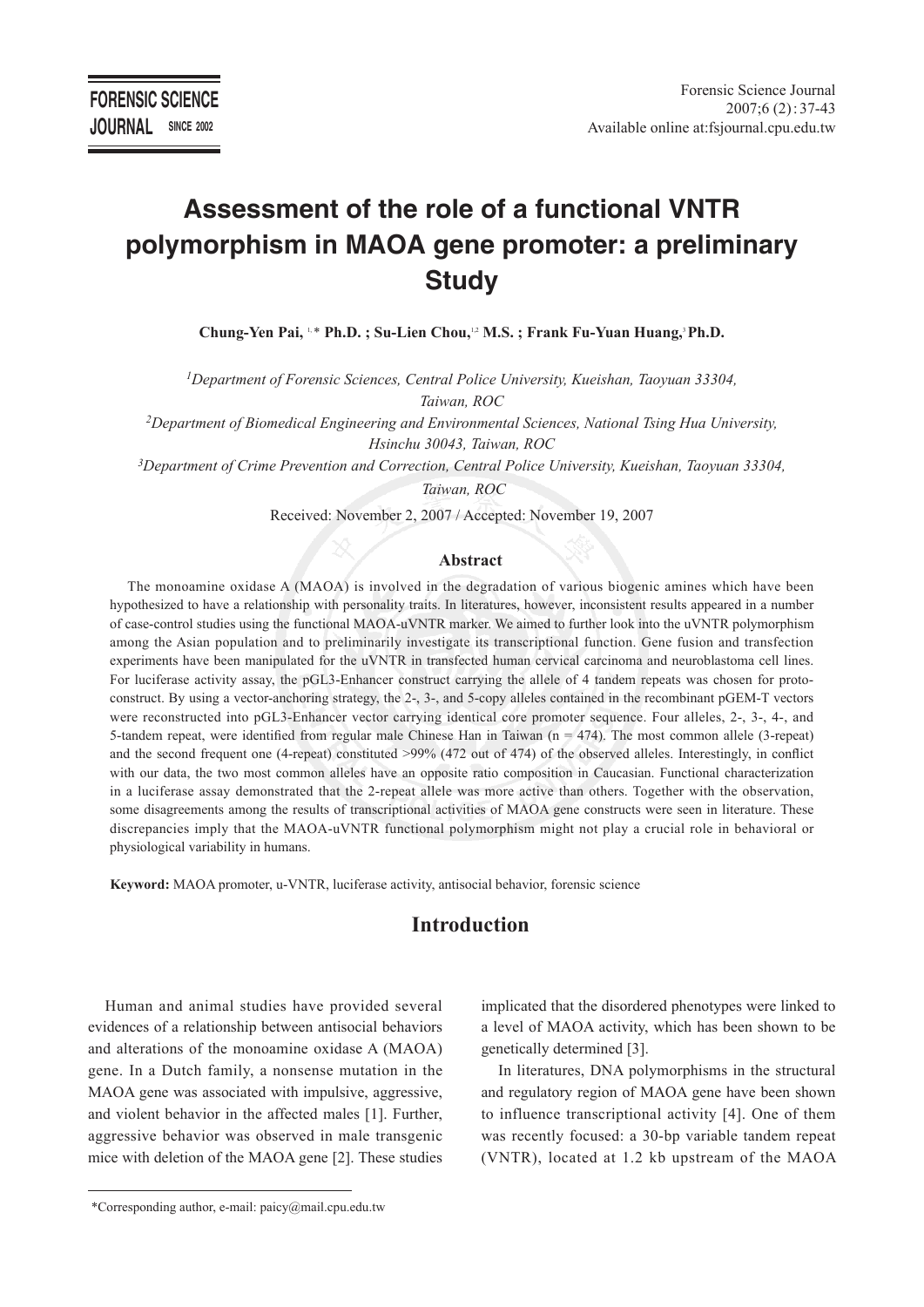# Assessment of the role of a functional VNTR polymorphism in MAOA gene promoter: a preliminary Study

**Chung-Yen Pai,** [1,*] **Ph.D. ; Su-Lien Chou,**[1,2] **M.S. ; Frank Fu-Yuan Huang,**[3] **Ph.D.**

*[1]Department of Forensic Sciences, Central Police University, Kueishan, Taoyuan 33304, Taiwan, ROC*

*[2]Department of Biomedical Engineering and Environmental Sciences, National Tsing Hua University, Hsinchu 30043, Taiwan, ROC*

*[3]Department of Crime Prevention and Correction, Central Police University, Kueishan, Taoyuan 33304, Taiwan, ROC*

Received: November 2, 2007 / Accepted: November 19, 2007

## Abstract

The monoamine oxidase A (MAOA) is involved in the degradation of various biogenic amines which have been hypothesized to have a relationship with personality traits. In literatures, however, inconsistent results appeared in a number of case-control studies using the functional MAOA-uVNTR marker. We aimed to further look into the uVNTR polymorphism among the Asian population and to preliminarily investigate its transcriptional function. Gene fusion and transfection experiments have been manipulated for the uVNTR in transfected human cervical carcinoma and neuroblastoma cell lines. For luciferase activity assay, the pGL3-Enhancer construct carrying the allele of 4 tandem repeats was chosen for proto-construct. By using a vector-anchoring strategy, the 2-, 3-, and 5-copy alleles contained in the recombinant pGEM-T vectors were reconstructed into pGL3-Enhancer vector carrying identical core promoter sequence. Four alleles, 2-, 3-, 4-, and 5-tandem repeat, were identified from regular male Chinese Han in Taiwan (n = 474). The most common allele (3-repeat) and the second frequent one (4-repeat) constituted >99% (472 out of 474) of the observed alleles. Interestingly, in conflict with our data, the two most common alleles have an opposite ratio composition in Caucasian. Functional characterization in a luciferase assay demonstrated that the 2-repeat allele was more active than others. Together with the observation, some disagreements among the results of transcriptional activities of MAOA gene constructs were seen in literature. These discrepancies imply that the MAOA-uVNTR functional polymorphism might not play a crucial role in behavioral or physiological variability in humans.

**Keyword:** MAOA promoter, u-VNTR, luciferase activity, antisocial behavior, forensic science

## Introduction

Human and animal studies have provided several evidences of a relationship between antisocial behaviors and alterations of the monoamine oxidase A (MAOA) gene. In a Dutch family, a nonsense mutation in the MAOA gene was associated with impulsive, aggressive, and violent behavior in the affected males [1]. Further, aggressive behavior was observed in male transgenic mice with deletion of the MAOA gene [2]. These studies implicated that the disordered phenotypes were linked to a level of MAOA activity, which has been shown to be genetically determined [3].

In literatures, DNA polymorphisms in the structural and regulatory region of MAOA gene have been shown to influence transcriptional activity [4]. One of them was recently focused: a 30-bp variable tandem repeat (VNTR), located at 1.2 kb upstream of the MAOA

*Corresponding author, e-mail: paicy@mail.cpu.edu.tw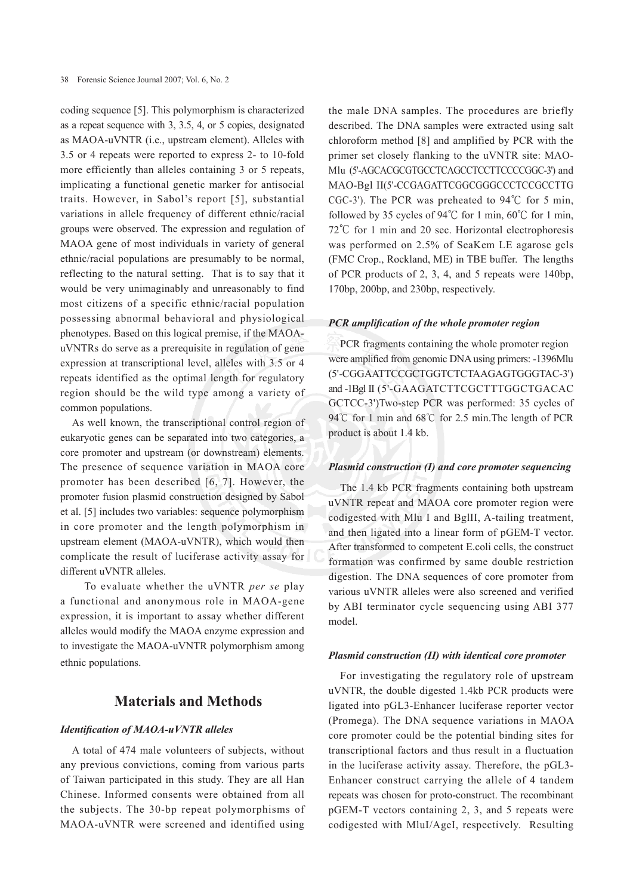coding sequence [5]. This polymorphism is characterized as a repeat sequence with 3, 3.5, 4, or 5 copies, designated as MAOA-uVNTR (i.e., upstream element). Alleles with 3.5 or 4 repeats were reported to express 2- to 10-fold more efficiently than alleles containing 3 or 5 repeats, implicating a functional genetic marker for antisocial traits. However, in Sabol's report [5], substantial variations in allele frequency of different ethnic/racial groups were observed. The expression and regulation of MAOA gene of most individuals in variety of general ethnic/racial populations are presumably to be normal, reflecting to the natural setting. That is to say that it would be very unimaginably and unreasonably to find most citizens of a specific ethnic/racial population possessing abnormal behavioral and physiological phenotypes. Based on this logical premise, if the MAOA-uVNTRs do serve as a prerequisite in regulation of gene expression at transcriptional level, alleles with 3.5 or 4 repeats identified as the optimal length for regulatory region should be the wild type among a variety of common populations.

As well known, the transcriptional control region of eukaryotic genes can be separated into two categories, a core promoter and upstream (or downstream) elements. The presence of sequence variation in MAOA core promoter has been described [6, 7]. However, the promoter fusion plasmid construction designed by Sabol et al. [5] includes two variables: sequence polymorphism in core promoter and the length polymorphism in upstream element (MAOA-uVNTR), which would then complicate the result of luciferase activity assay for different uVNTR alleles.

To evaluate whether the uVNTR *per se* play a functional and anonymous role in MAOA-gene expression, it is important to assay whether different alleles would modify the MAOA enzyme expression and to investigate the MAOA-uVNTR polymorphism among ethnic populations.

## Materials and Methods

### *Identification of MAOA-uVNTR alleles*

A total of 474 male volunteers of subjects, without any previous convictions, coming from various parts of Taiwan participated in this study. They are all Han Chinese. Informed consents were obtained from all the subjects. The 30-bp repeat polymorphisms of MAOA-uVNTR were screened and identified using the male DNA samples. The procedures are briefly described. The DNA samples were extracted using salt chloroform method [8] and amplified by PCR with the primer set closely flanking to the uVNTR site: MAO-Mlu (5'-AGCACGCGTGCCTCAGCCTCCTTCCCCGGC-3') and MAO-Bgl II(5'-CCGAGATTCGGCGGGCCCTCCGCCTTG CGC-3'). The PCR was preheated to 94℃ for 5 min, followed by 35 cycles of 94℃ for 1 min, 60℃ for 1 min, 72℃ for 1 min and 20 sec. Horizontal electrophoresis was performed on 2.5% of SeaKem LE agarose gels (FMC Crop., Rockland, ME) in TBE buffer. The lengths of PCR products of 2, 3, 4, and 5 repeats were 140bp, 170bp, 200bp, and 230bp, respectively.

### *PCR amplification of the whole promoter region*

PCR fragments containing the whole promoter region were amplified from genomic DNA using primers: -1396Mlu (5'-CGGAATTCCGCTGGTCTCTAAGAGTGGGTAC-3') and -1Bgl II (5'-GAAGATCTTCGCTTTGGCTGACAC GCTCC-3')Two-step PCR was performed: 35 cycles of 94℃ for 1 min and 68℃ for 2.5 min.The length of PCR product is about 1.4 kb.

### *Plasmid construction (I) and core promoter sequencing*

The 1.4 kb PCR fragments containing both upstream uVNTR repeat and MAOA core promoter region were codigested with Mlu I and BglII, A-tailing treatment, and then ligated into a linear form of pGEM-T vector. After transformed to competent E.coli cells, the construct formation was confirmed by same double restriction digestion. The DNA sequences of core promoter from various uVNTR alleles were also screened and verified by ABI terminator cycle sequencing using ABI 377 model.

### *Plasmid construction (II) with identical core promoter*

For investigating the regulatory role of upstream uVNTR, the double digested 1.4kb PCR products were ligated into pGL3-Enhancer luciferase reporter vector (Promega). The DNA sequence variations in MAOA core promoter could be the potential binding sites for transcriptional factors and thus result in a fluctuation in the luciferase activity assay. Therefore, the pGL3-Enhancer construct carrying the allele of 4 tandem repeats was chosen for proto-construct. The recombinant pGEM-T vectors containing 2, 3, and 5 repeats were codigested with MluI/AgeI, respectively. Resulting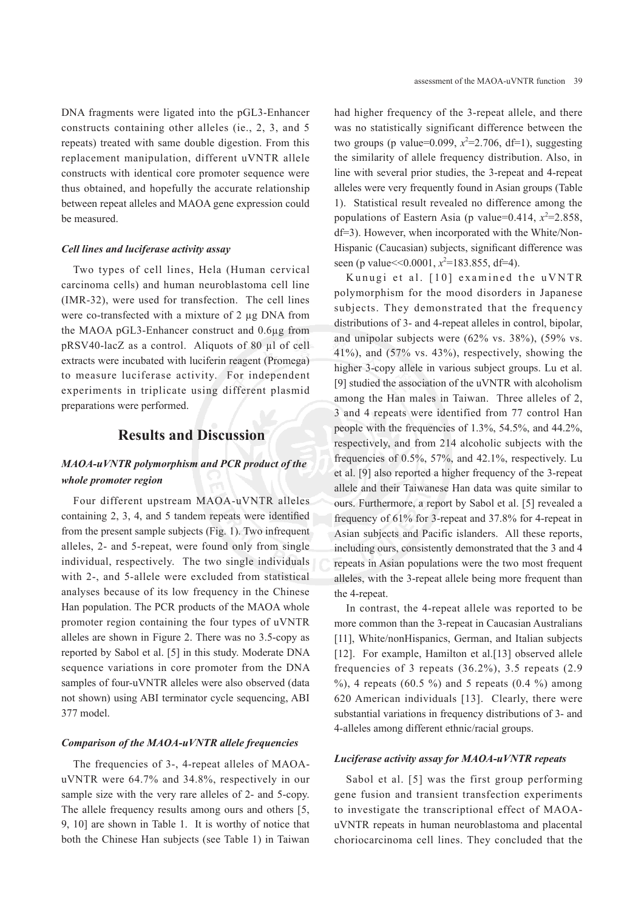DNA fragments were ligated into the pGL3-Enhancer constructs containing other alleles (ie., 2, 3, and 5 repeats) treated with same double digestion. From this replacement manipulation, different uVNTR allele constructs with identical core promoter sequence were thus obtained, and hopefully the accurate relationship between repeat alleles and MAOA gene expression could be measured.

### *Cell lines and luciferase activity assay*

Two types of cell lines, Hela (Human cervical carcinoma cells) and human neuroblastoma cell line (IMR-32), were used for transfection. The cell lines were co-transfected with a mixture of 2 μg DNA from the MAOA pGL3-Enhancer construct and 0.6μg from pRSV40-lacZ as a control. Aliquots of 80 μl of cell extracts were incubated with luciferin reagent (Promega) to measure luciferase activity. For independent experiments in triplicate using different plasmid preparations were performed.

## Results and Discussion

### *MAOA-uVNTR polymorphism and PCR product of the whole promoter region*

Four different upstream MAOA-uVNTR alleles containing 2, 3, 4, and 5 tandem repeats were identified from the present sample subjects (Fig. 1). Two infrequent alleles, 2- and 5-repeat, were found only from single individual, respectively. The two single individuals with 2-, and 5-allele were excluded from statistical analyses because of its low frequency in the Chinese Han population. The PCR products of the MAOA whole promoter region containing the four types of uVNTR alleles are shown in Figure 2. There was no 3.5-copy as reported by Sabol et al. [5] in this study. Moderate DNA sequence variations in core promoter from the DNA samples of four-uVNTR alleles were also observed (data not shown) using ABI terminator cycle sequencing, ABI 377 model.

### *Comparison of the MAOA-uVNTR allele frequencies*

The frequencies of 3-, 4-repeat alleles of MAOA-uVNTR were 64.7% and 34.8%, respectively in our sample size with the very rare alleles of 2- and 5-copy. The allele frequency results among ours and others [5, 9, 10] are shown in Table 1. It is worthy of notice that both the Chinese Han subjects (see Table 1) in Taiwan had higher frequency of the 3-repeat allele, and there was no statistically significant difference between the two groups (p value=0.099, $x^2$=2.706, df=1), suggesting the similarity of allele frequency distribution. Also, in line with several prior studies, the 3-repeat and 4-repeat alleles were very frequently found in Asian groups (Table 1). Statistical result revealed no difference among the populations of Eastern Asia (p value=0.414, $x^2$=2.858, df=3). However, when incorporated with the White/Non-Hispanic (Caucasian) subjects, significant difference was seen (p value<<0.0001, $x^2$=183.855, df=4).

Kunugi et al. [10] examined the uVNTR polymorphism for the mood disorders in Japanese subjects. They demonstrated that the frequency distributions of 3- and 4-repeat alleles in control, bipolar, and unipolar subjects were (62% vs. 38%), (59% vs. 41%), and (57% vs. 43%), respectively, showing the higher 3-copy allele in various subject groups. Lu et al. [9] studied the association of the uVNTR with alcoholism among the Han males in Taiwan. Three alleles of 2, 3 and 4 repeats were identified from 77 control Han people with the frequencies of 1.3%, 54.5%, and 44.2%, respectively, and from 214 alcoholic subjects with the frequencies of 0.5%, 57%, and 42.1%, respectively. Lu et al. [9] also reported a higher frequency of the 3-repeat allele and their Taiwanese Han data was quite similar to ours. Furthermore, a report by Sabol et al. [5] revealed a frequency of 61% for 3-repeat and 37.8% for 4-repeat in Asian subjects and Pacific islanders. All these reports, including ours, consistently demonstrated that the 3 and 4 repeats in Asian populations were the two most frequent alleles, with the 3-repeat allele being more frequent than the 4-repeat.

In contrast, the 4-repeat allele was reported to be more common than the 3-repeat in Caucasian Australians [11], White/nonHispanics, German, and Italian subjects [12]. For example, Hamilton et al.[13] observed allele frequencies of 3 repeats (36.2%), 3.5 repeats (2.9 %), 4 repeats (60.5 %) and 5 repeats (0.4 %) among 620 American individuals [13]. Clearly, there were substantial variations in frequency distributions of 3- and 4-alleles among different ethnic/racial groups.

### *Luciferase activity assay for MAOA-uVNTR repeats*

Sabol et al. [5] was the first group performing gene fusion and transient transfection experiments to investigate the transcriptional effect of MAOA-uVNTR repeats in human neuroblastoma and placental choriocarcinoma cell lines. They concluded that the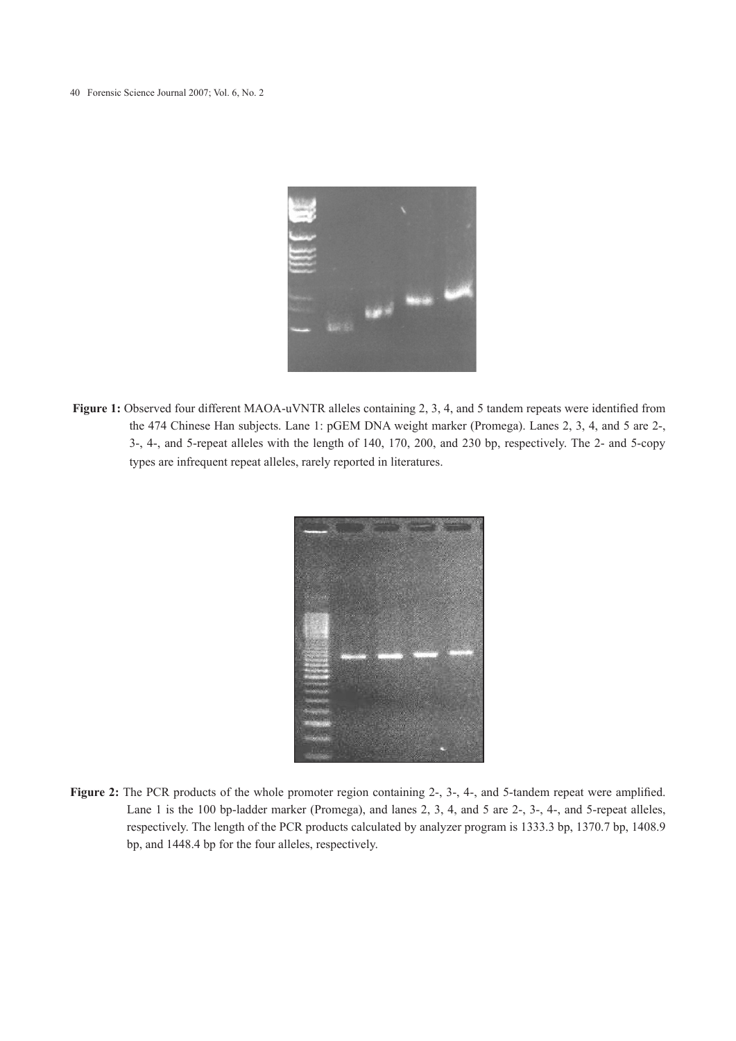**Figure 1:** Observed four different MAOA-uVNTR alleles containing 2, 3, 4, and 5 tandem repeats were identified from the 474 Chinese Han subjects. Lane 1: pGEM DNA weight marker (Promega). Lanes 2, 3, 4, and 5 are 2-, 3-, 4-, and 5-repeat alleles with the length of 140, 170, 200, and 230 bp, respectively. The 2- and 5-copy types are infrequent repeat alleles, rarely reported in literatures.

**Figure 2:** The PCR products of the whole promoter region containing 2-, 3-, 4-, and 5-tandem repeat were amplified. Lane 1 is the 100 bp-ladder marker (Promega), and lanes 2, 3, 4, and 5 are 2-, 3-, 4-, and 5-repeat alleles, respectively. The length of the PCR products calculated by analyzer program is 1333.3 bp, 1370.7 bp, 1408.9 bp, and 1448.4 bp for the four alleles, respectively.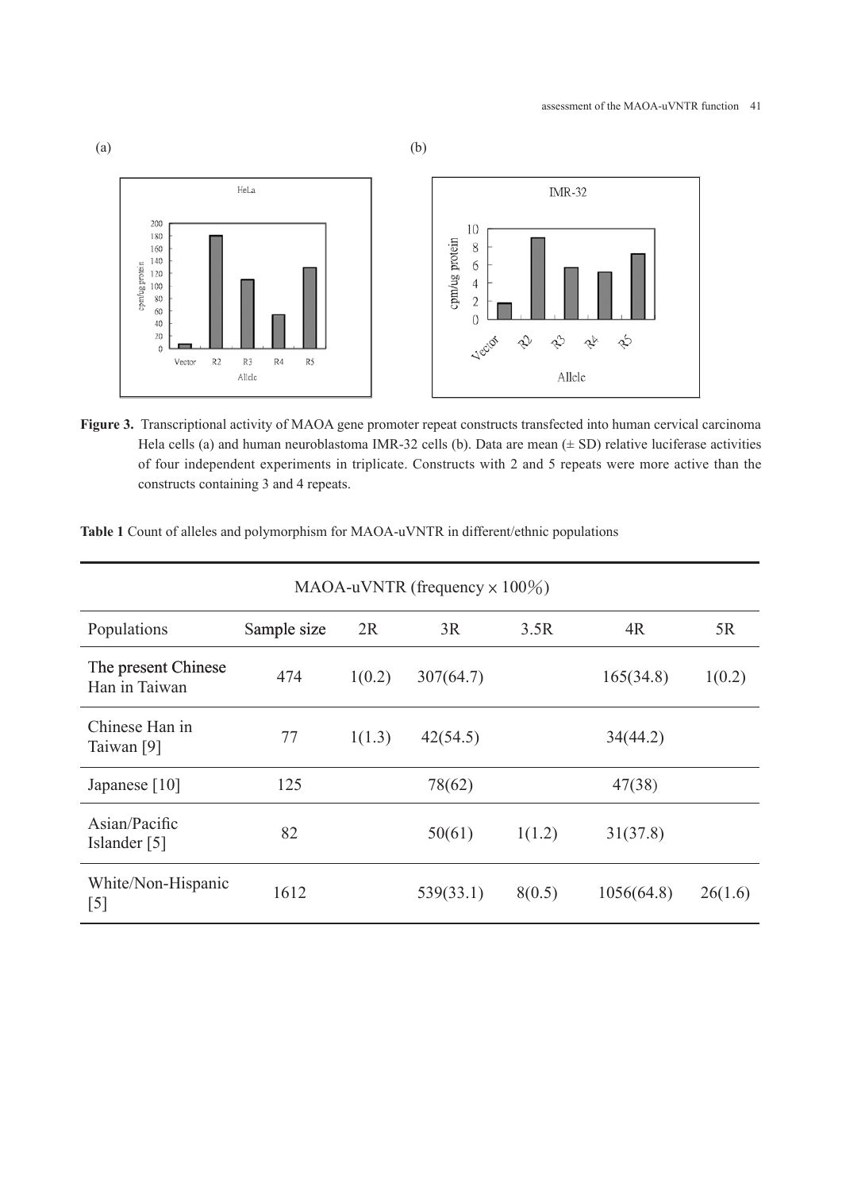(a) (b)

**Figure 3.** Transcriptional activity of MAOA gene promoter repeat constructs transfected into human cervical carcinoma Hela cells (a) and human neuroblastoma IMR-32 cells (b). Data are mean (± SD) relative luciferase activities of four independent experiments in triplicate. Constructs with 2 and 5 repeats were more active than the constructs containing 3 and 4 repeats.

**Table 1** Count of alleles and polymorphism for MAOA-uVNTR in different/ethnic populations

| MAOA-uVNTR (frequency × 100%) | | | | | | |
|---|---|---|---|---|---|---|
| Populations | Sample size | 2R | 3R | 3.5R | 4R | 5R |
| The present Chinese Han in Taiwan | 474 | 1(0.2) | 307(64.7) | | 165(34.8) | 1(0.2) |
| Chinese Han in Taiwan [9] | 77 | 1(1.3) | 42(54.5) | | 34(44.2) | |
| Japanese [10] | 125 | | 78(62) | | 47(38) | |
| Asian/Pacific Islander [5] | 82 | | 50(61) | 1(1.2) | 31(37.8) | |
| White/Non-Hispanic [5] | 1612 | | 539(33.1) | 8(0.5) | 1056(64.8) | 26(1.6) |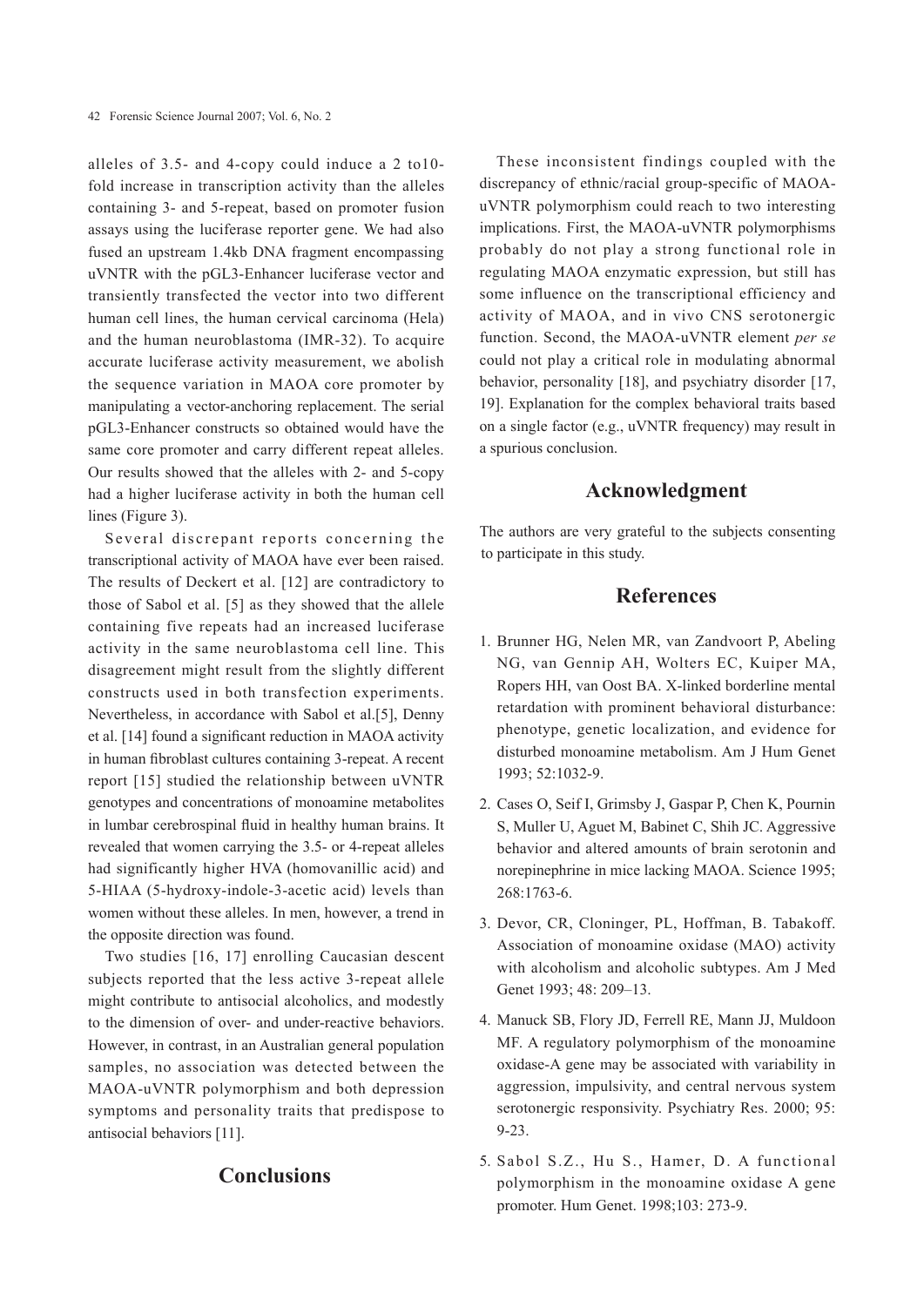alleles of 3.5- and 4-copy could induce a 2 to10-fold increase in transcription activity than the alleles containing 3- and 5-repeat, based on promoter fusion assays using the luciferase reporter gene. We had also fused an upstream 1.4kb DNA fragment encompassing uVNTR with the pGL3-Enhancer luciferase vector and transiently transfected the vector into two different human cell lines, the human cervical carcinoma (Hela) and the human neuroblastoma (IMR-32). To acquire accurate luciferase activity measurement, we abolish the sequence variation in MAOA core promoter by manipulating a vector-anchoring replacement. The serial pGL3-Enhancer constructs so obtained would have the same core promoter and carry different repeat alleles. Our results showed that the alleles with 2- and 5-copy had a higher luciferase activity in both the human cell lines (Figure 3).

Several discrepant reports concerning the transcriptional activity of MAOA have ever been raised. The results of Deckert et al. [12] are contradictory to those of Sabol et al. [5] as they showed that the allele containing five repeats had an increased luciferase activity in the same neuroblastoma cell line. This disagreement might result from the slightly different constructs used in both transfection experiments. Nevertheless, in accordance with Sabol et al.[5], Denny et al. [14] found a significant reduction in MAOA activity in human fibroblast cultures containing 3-repeat. A recent report [15] studied the relationship between uVNTR genotypes and concentrations of monoamine metabolites in lumbar cerebrospinal fluid in healthy human brains. It revealed that women carrying the 3.5- or 4-repeat alleles had significantly higher HVA (homovanillic acid) and 5-HIAA (5-hydroxy-indole-3-acetic acid) levels than women without these alleles. In men, however, a trend in the opposite direction was found.

Two studies [16, 17] enrolling Caucasian descent subjects reported that the less active 3-repeat allele might contribute to antisocial alcoholics, and modestly to the dimension of over- and under-reactive behaviors. However, in contrast, in an Australian general population samples, no association was detected between the MAOA-uVNTR polymorphism and both depression symptoms and personality traits that predispose to antisocial behaviors [11].

## Conclusions

These inconsistent findings coupled with the discrepancy of ethnic/racial group-specific of MAOA-uVNTR polymorphism could reach to two interesting implications. First, the MAOA-uVNTR polymorphisms probably do not play a strong functional role in regulating MAOA enzymatic expression, but still has some influence on the transcriptional efficiency and activity of MAOA, and in vivo CNS serotonergic function. Second, the MAOA-uVNTR element *per se* could not play a critical role in modulating abnormal behavior, personality [18], and psychiatry disorder [17, 19]. Explanation for the complex behavioral traits based on a single factor (e.g., uVNTR frequency) may result in a spurious conclusion.

## Acknowledgment

The authors are very grateful to the subjects consenting to participate in this study.

## References

1. Brunner HG, Nelen MR, van Zandvoort P, Abeling NG, van Gennip AH, Wolters EC, Kuiper MA, Ropers HH, van Oost BA. X-linked borderline mental retardation with prominent behavioral disturbance: phenotype, genetic localization, and evidence for disturbed monoamine metabolism. Am J Hum Genet 1993; 52:1032-9.
2. Cases O, Seif I, Grimsby J, Gaspar P, Chen K, Pournin S, Muller U, Aguet M, Babinet C, Shih JC. Aggressive behavior and altered amounts of brain serotonin and norepinephrine in mice lacking MAOA. Science 1995; 268:1763-6.
3. Devor, CR, Cloninger, PL, Hoffman, B. Tabakoff. Association of monoamine oxidase (MAO) activity with alcoholism and alcoholic subtypes. Am J Med Genet 1993; 48: 209–13.
4. Manuck SB, Flory JD, Ferrell RE, Mann JJ, Muldoon MF. A regulatory polymorphism of the monoamine oxidase-A gene may be associated with variability in aggression, impulsivity, and central nervous system serotonergic responsivity. Psychiatry Res. 2000; 95: 9-23.
5. Sabol S.Z., Hu S., Hamer, D. A functional polymorphism in the monoamine oxidase A gene promoter. Hum Genet. 1998;103: 273-9.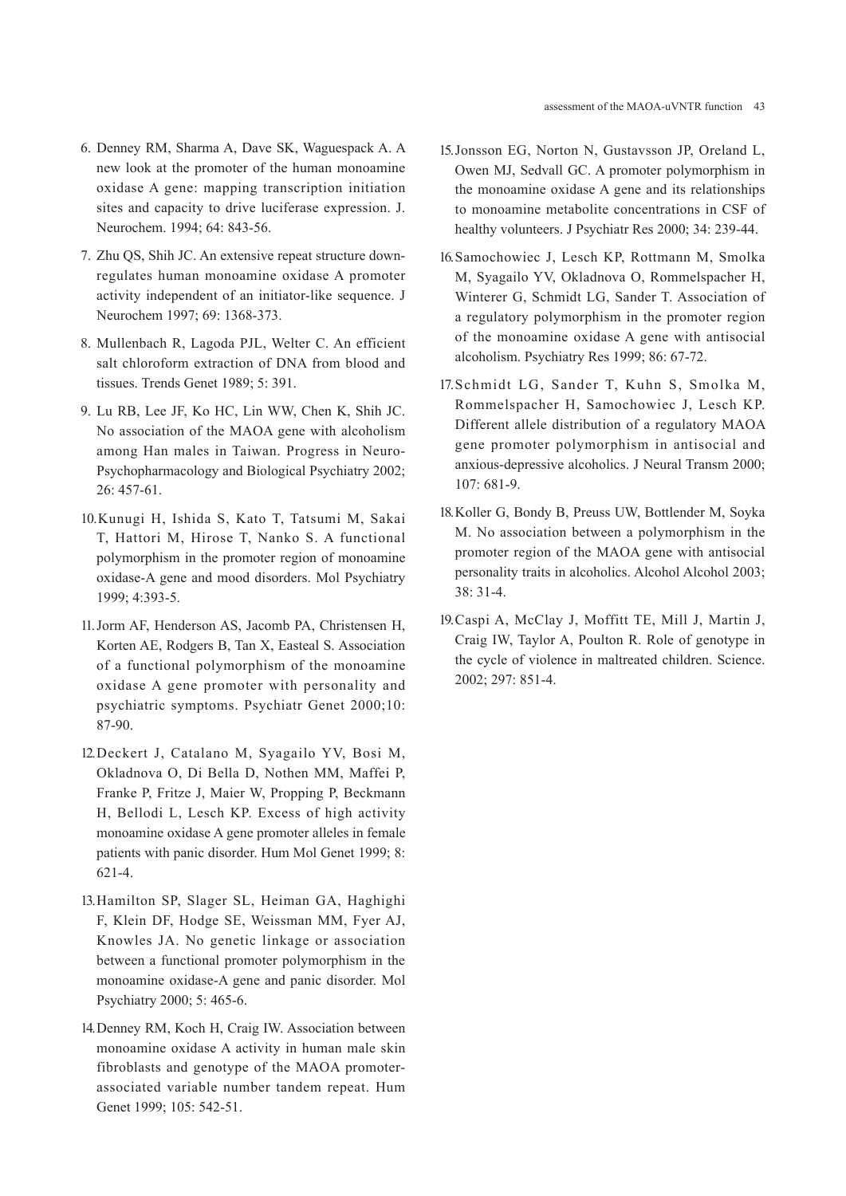6. Denney RM, Sharma A, Dave SK, Waguespack A. A new look at the promoter of the human monoamine oxidase A gene: mapping transcription initiation sites and capacity to drive luciferase expression. J. Neurochem. 1994; 64: 843-56.

7. Zhu QS, Shih JC. An extensive repeat structure down-regulates human monoamine oxidase A promoter activity independent of an initiator-like sequence. J Neurochem 1997; 69: 1368-373.

8. Mullenbach R, Lagoda PJL, Welter C. An efficient salt chloroform extraction of DNA from blood and tissues. Trends Genet 1989; 5: 391.

9. Lu RB, Lee JF, Ko HC, Lin WW, Chen K, Shih JC. No association of the MAOA gene with alcoholism among Han males in Taiwan. Progress in Neuro-Psychopharmacology and Biological Psychiatry 2002; 26: 457-61.

10. Kunugi H, Ishida S, Kato T, Tatsumi M, Sakai T, Hattori M, Hirose T, Nanko S. A functional polymorphism in the promoter region of monoamine oxidase-A gene and mood disorders. Mol Psychiatry 1999; 4:393-5.

11. Jorm AF, Henderson AS, Jacomb PA, Christensen H, Korten AE, Rodgers B, Tan X, Easteal S. Association of a functional polymorphism of the monoamine oxidase A gene promoter with personality and psychiatric symptoms. Psychiatr Genet 2000;10: 87-90.

12. Deckert J, Catalano M, Syagailo YV, Bosi M, Okladnova O, Di Bella D, Nothen MM, Maffei P, Franke P, Fritze J, Maier W, Propping P, Beckmann H, Bellodi L, Lesch KP. Excess of high activity monoamine oxidase A gene promoter alleles in female patients with panic disorder. Hum Mol Genet 1999; 8: 621-4.

13. Hamilton SP, Slager SL, Heiman GA, Haghighi F, Klein DF, Hodge SE, Weissman MM, Fyer AJ, Knowles JA. No genetic linkage or association between a functional promoter polymorphism in the monoamine oxidase-A gene and panic disorder. Mol Psychiatry 2000; 5: 465-6.

14. Denney RM, Koch H, Craig IW. Association between monoamine oxidase A activity in human male skin fibroblasts and genotype of the MAOA promoter-associated variable number tandem repeat. Hum Genet 1999; 105: 542-51.

15. Jonsson EG, Norton N, Gustavsson JP, Oreland L, Owen MJ, Sedvall GC. A promoter polymorphism in the monoamine oxidase A gene and its relationships to monoamine metabolite concentrations in CSF of healthy volunteers. J Psychiatr Res 2000; 34: 239-44.

16. Samochowiec J, Lesch KP, Rottmann M, Smolka M, Syagailo YV, Okladnova O, Rommelspacher H, Winterer G, Schmidt LG, Sander T. Association of a regulatory polymorphism in the promoter region of the monoamine oxidase A gene with antisocial alcoholism. Psychiatry Res 1999; 86: 67-72.

17. Schmidt LG, Sander T, Kuhn S, Smolka M, Rommelspacher H, Samochowiec J, Lesch KP. Different allele distribution of a regulatory MAOA gene promoter polymorphism in antisocial and anxious-depressive alcoholics. J Neural Transm 2000; 107: 681-9.

18. Koller G, Bondy B, Preuss UW, Bottlender M, Soyka M. No association between a polymorphism in the promoter region of the MAOA gene with antisocial personality traits in alcoholics. Alcohol Alcohol 2003; 38: 31-4.

19. Caspi A, McClay J, Moffitt TE, Mill J, Martin J, Craig IW, Taylor A, Poulton R. Role of genotype in the cycle of violence in maltreated children. Science. 2002; 297: 851-4.